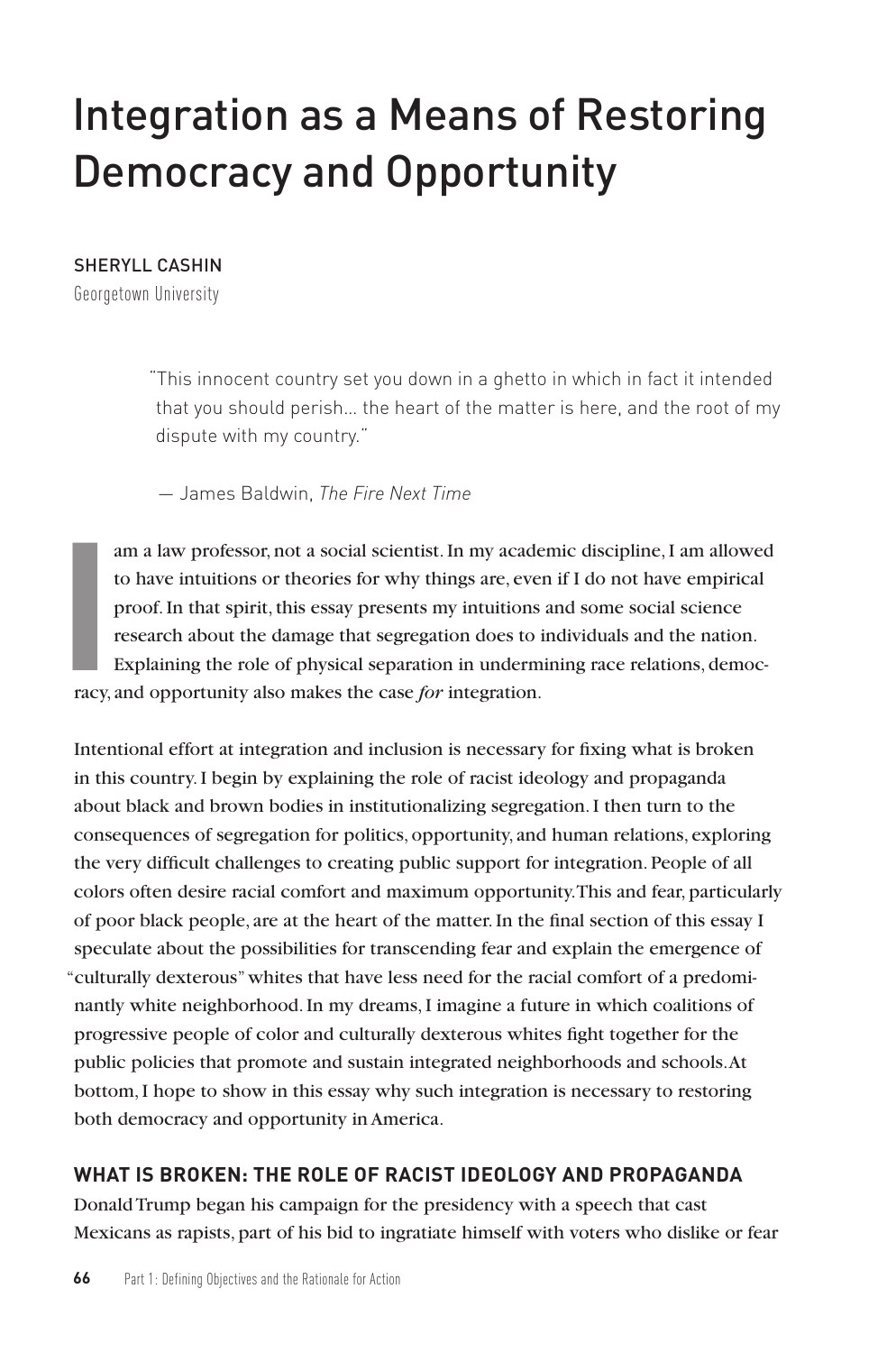# Integration as a Means of Restoring Democracy and Opportunity

SHERYLL CASHIN
Georgetown University

> "This innocent country set you down in a ghetto in which in fact it intended that you should perish… the heart of the matter is here, and the root of my dispute with my country."
>
> — James Baldwin, *The Fire Next Time*

I am a law professor, not a social scientist. In my academic discipline, I am allowed to have intuitions or theories for why things are, even if I do not have empirical proof. In that spirit, this essay presents my intuitions and some social science research about the damage that segregation does to individuals and the nation. Explaining the role of physical separation in undermining race relations, democracy, and opportunity also makes the case *for* integration.

Intentional effort at integration and inclusion is necessary for fixing what is broken in this country. I begin by explaining the role of racist ideology and propaganda about black and brown bodies in institutionalizing segregation. I then turn to the consequences of segregation for politics, opportunity, and human relations, exploring the very difficult challenges to creating public support for integration. People of all colors often desire racial comfort and maximum opportunity. This and fear, particularly of poor black people, are at the heart of the matter. In the final section of this essay I speculate about the possibilities for transcending fear and explain the emergence of "culturally dexterous" whites that have less need for the racial comfort of a predominantly white neighborhood. In my dreams, I imagine a future in which coalitions of progressive people of color and culturally dexterous whites fight together for the public policies that promote and sustain integrated neighborhoods and schools. At bottom, I hope to show in this essay why such integration is necessary to restoring both democracy and opportunity in America.

## WHAT IS BROKEN: THE ROLE OF RACIST IDEOLOGY AND PROPAGANDA

Donald Trump began his campaign for the presidency with a speech that cast Mexicans as rapists, part of his bid to ingratiate himself with voters who dislike or fear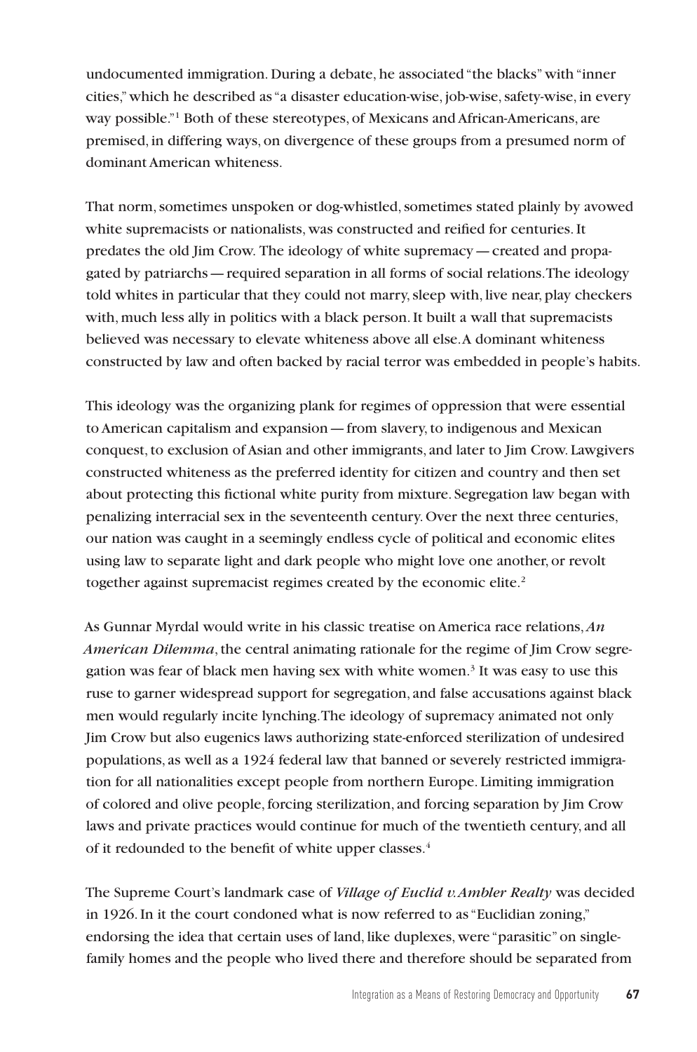undocumented immigration. During a debate, he associated "the blacks" with "inner cities," which he described as "a disaster education-wise, job-wise, safety-wise, in every way possible."[1] Both of these stereotypes, of Mexicans and African-Americans, are premised, in differing ways, on divergence of these groups from a presumed norm of dominant American whiteness.

That norm, sometimes unspoken or dog-whistled, sometimes stated plainly by avowed white supremacists or nationalists, was constructed and reified for centuries. It predates the old Jim Crow. The ideology of white supremacy — created and propagated by patriarchs — required separation in all forms of social relations. The ideology told whites in particular that they could not marry, sleep with, live near, play checkers with, much less ally in politics with a black person. It built a wall that supremacists believed was necessary to elevate whiteness above all else. A dominant whiteness constructed by law and often backed by racial terror was embedded in people's habits.

This ideology was the organizing plank for regimes of oppression that were essential to American capitalism and expansion — from slavery, to indigenous and Mexican conquest, to exclusion of Asian and other immigrants, and later to Jim Crow. Lawgivers constructed whiteness as the preferred identity for citizen and country and then set about protecting this fictional white purity from mixture. Segregation law began with penalizing interracial sex in the seventeenth century. Over the next three centuries, our nation was caught in a seemingly endless cycle of political and economic elites using law to separate light and dark people who might love one another, or revolt together against supremacist regimes created by the economic elite.[2]

As Gunnar Myrdal would write in his classic treatise on America race relations, *An American Dilemma*, the central animating rationale for the regime of Jim Crow segregation was fear of black men having sex with white women.[3] It was easy to use this ruse to garner widespread support for segregation, and false accusations against black men would regularly incite lynching. The ideology of supremacy animated not only Jim Crow but also eugenics laws authorizing state-enforced sterilization of undesired populations, as well as a 1924 federal law that banned or severely restricted immigration for all nationalities except people from northern Europe. Limiting immigration of colored and olive people, forcing sterilization, and forcing separation by Jim Crow laws and private practices would continue for much of the twentieth century, and all of it redounded to the benefit of white upper classes.[4]

The Supreme Court's landmark case of *Village of Euclid v. Ambler Realty* was decided in 1926. In it the court condoned what is now referred to as "Euclidian zoning," endorsing the idea that certain uses of land, like duplexes, were "parasitic" on single-family homes and the people who lived there and therefore should be separated from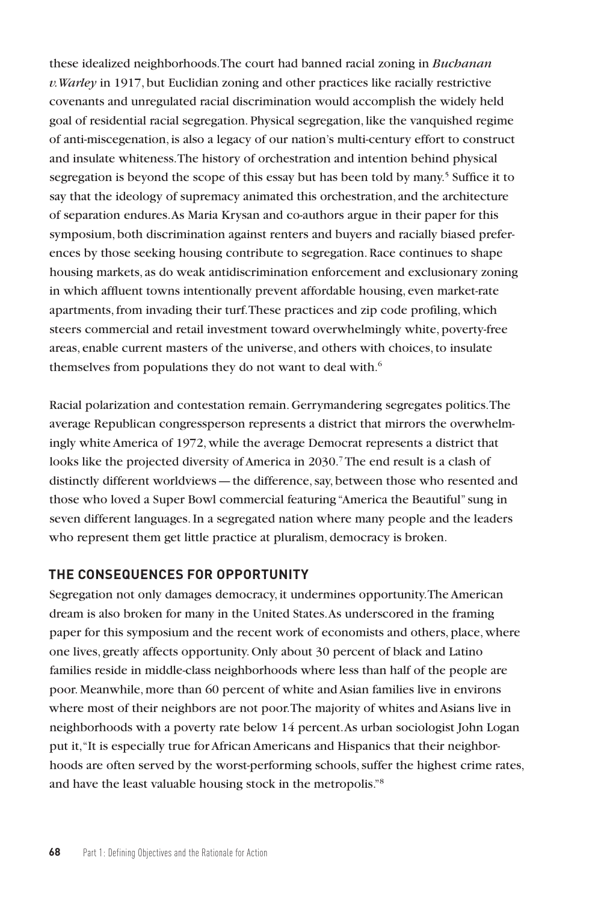these idealized neighborhoods. The court had banned racial zoning in *Buchanan v. Warley* in 1917, but Euclidian zoning and other practices like racially restrictive covenants and unregulated racial discrimination would accomplish the widely held goal of residential racial segregation. Physical segregation, like the vanquished regime of anti-miscegenation, is also a legacy of our nation's multi-century effort to construct and insulate whiteness. The history of orchestration and intention behind physical segregation is beyond the scope of this essay but has been told by many.[5] Suffice it to say that the ideology of supremacy animated this orchestration, and the architecture of separation endures. As Maria Krysan and co-authors argue in their paper for this symposium, both discrimination against renters and buyers and racially biased preferences by those seeking housing contribute to segregation. Race continues to shape housing markets, as do weak antidiscrimination enforcement and exclusionary zoning in which affluent towns intentionally prevent affordable housing, even market-rate apartments, from invading their turf. These practices and zip code profiling, which steers commercial and retail investment toward overwhelmingly white, poverty-free areas, enable current masters of the universe, and others with choices, to insulate themselves from populations they do not want to deal with.[6]

Racial polarization and contestation remain. Gerrymandering segregates politics. The average Republican congressperson represents a district that mirrors the overwhelmingly white America of 1972, while the average Democrat represents a district that looks like the projected diversity of America in 2030.[7] The end result is a clash of distinctly different worldviews — the difference, say, between those who resented and those who loved a Super Bowl commercial featuring "America the Beautiful" sung in seven different languages. In a segregated nation where many people and the leaders who represent them get little practice at pluralism, democracy is broken.

## THE CONSEQUENCES FOR OPPORTUNITY

Segregation not only damages democracy, it undermines opportunity. The American dream is also broken for many in the United States. As underscored in the framing paper for this symposium and the recent work of economists and others, place, where one lives, greatly affects opportunity. Only about 30 percent of black and Latino families reside in middle-class neighborhoods where less than half of the people are poor. Meanwhile, more than 60 percent of white and Asian families live in environs where most of their neighbors are not poor. The majority of whites and Asians live in neighborhoods with a poverty rate below 14 percent. As urban sociologist John Logan put it, "It is especially true for African Americans and Hispanics that their neighborhoods are often served by the worst-performing schools, suffer the highest crime rates, and have the least valuable housing stock in the metropolis."[8]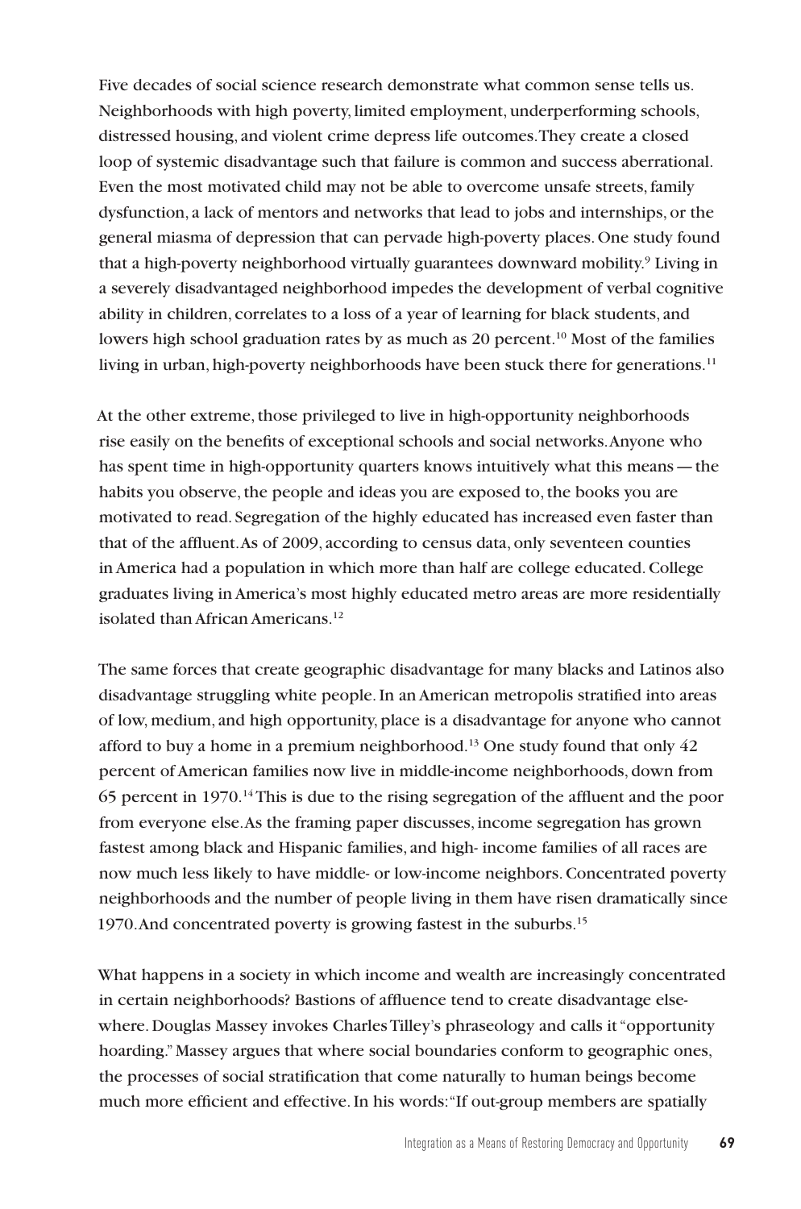Five decades of social science research demonstrate what common sense tells us. Neighborhoods with high poverty, limited employment, underperforming schools, distressed housing, and violent crime depress life outcomes. They create a closed loop of systemic disadvantage such that failure is common and success aberrational. Even the most motivated child may not be able to overcome unsafe streets, family dysfunction, a lack of mentors and networks that lead to jobs and internships, or the general miasma of depression that can pervade high-poverty places. One study found that a high-poverty neighborhood virtually guarantees downward mobility.[9] Living in a severely disadvantaged neighborhood impedes the development of verbal cognitive ability in children, correlates to a loss of a year of learning for black students, and lowers high school graduation rates by as much as 20 percent.[10] Most of the families living in urban, high-poverty neighborhoods have been stuck there for generations.[11]

At the other extreme, those privileged to live in high-opportunity neighborhoods rise easily on the benefits of exceptional schools and social networks. Anyone who has spent time in high-opportunity quarters knows intuitively what this means — the habits you observe, the people and ideas you are exposed to, the books you are motivated to read. Segregation of the highly educated has increased even faster than that of the affluent. As of 2009, according to census data, only seventeen counties in America had a population in which more than half are college educated. College graduates living in America's most highly educated metro areas are more residentially isolated than African Americans.[12]

The same forces that create geographic disadvantage for many blacks and Latinos also disadvantage struggling white people. In an American metropolis stratified into areas of low, medium, and high opportunity, place is a disadvantage for anyone who cannot afford to buy a home in a premium neighborhood.[13] One study found that only 42 percent of American families now live in middle-income neighborhoods, down from 65 percent in 1970.[14] This is due to the rising segregation of the affluent and the poor from everyone else. As the framing paper discusses, income segregation has grown fastest among black and Hispanic families, and high- income families of all races are now much less likely to have middle- or low-income neighbors. Concentrated poverty neighborhoods and the number of people living in them have risen dramatically since 1970. And concentrated poverty is growing fastest in the suburbs.[15]

What happens in a society in which income and wealth are increasingly concentrated in certain neighborhoods? Bastions of affluence tend to create disadvantage elsewhere. Douglas Massey invokes Charles Tilley's phraseology and calls it "opportunity hoarding." Massey argues that where social boundaries conform to geographic ones, the processes of social stratification that come naturally to human beings become much more efficient and effective. In his words: "If out-group members are spatially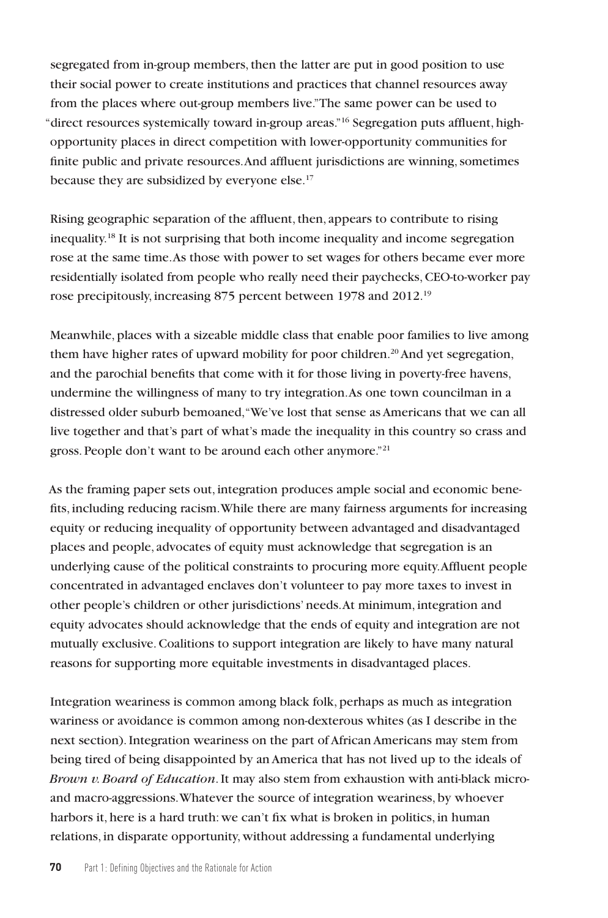segregated from in-group members, then the latter are put in good position to use their social power to create institutions and practices that channel resources away from the places where out-group members live."The same power can be used to "direct resources systemically toward in-group areas."[16] Segregation puts affluent, high-opportunity places in direct competition with lower-opportunity communities for finite public and private resources. And affluent jurisdictions are winning, sometimes because they are subsidized by everyone else.[17]

Rising geographic separation of the affluent, then, appears to contribute to rising inequality.[18] It is not surprising that both income inequality and income segregation rose at the same time. As those with power to set wages for others became ever more residentially isolated from people who really need their paychecks, CEO-to-worker pay rose precipitously, increasing 875 percent between 1978 and 2012.[19]

Meanwhile, places with a sizeable middle class that enable poor families to live among them have higher rates of upward mobility for poor children.[20] And yet segregation, and the parochial benefits that come with it for those living in poverty-free havens, undermine the willingness of many to try integration. As one town councilman in a distressed older suburb bemoaned, "We've lost that sense as Americans that we can all live together and that's part of what's made the inequality in this country so crass and gross. People don't want to be around each other anymore."[21]

As the framing paper sets out, integration produces ample social and economic benefits, including reducing racism. While there are many fairness arguments for increasing equity or reducing inequality of opportunity between advantaged and disadvantaged places and people, advocates of equity must acknowledge that segregation is an underlying cause of the political constraints to procuring more equity. Affluent people concentrated in advantaged enclaves don't volunteer to pay more taxes to invest in other people's children or other jurisdictions' needs. At minimum, integration and equity advocates should acknowledge that the ends of equity and integration are not mutually exclusive. Coalitions to support integration are likely to have many natural reasons for supporting more equitable investments in disadvantaged places.

Integration weariness is common among black folk, perhaps as much as integration wariness or avoidance is common among non-dexterous whites (as I describe in the next section). Integration weariness on the part of African Americans may stem from being tired of being disappointed by an America that has not lived up to the ideals of *Brown v. Board of Education*. It may also stem from exhaustion with anti-black micro- and macro-aggressions. Whatever the source of integration weariness, by whoever harbors it, here is a hard truth: we can't fix what is broken in politics, in human relations, in disparate opportunity, without addressing a fundamental underlying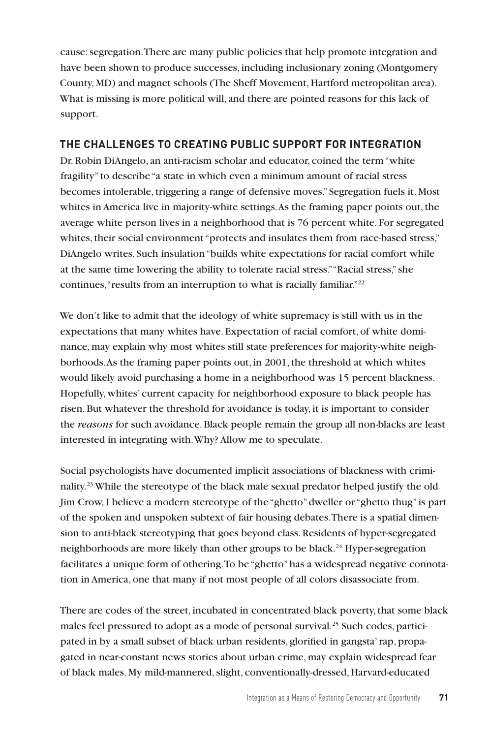cause: segregation. There are many public policies that help promote integration and have been shown to produce successes, including inclusionary zoning (Montgomery County, MD) and magnet schools (The Sheff Movement, Hartford metropolitan area). What is missing is more political will, and there are pointed reasons for this lack of support.

## THE CHALLENGES TO CREATING PUBLIC SUPPORT FOR INTEGRATION

Dr. Robin DiAngelo, an anti-racism scholar and educator, coined the term "white fragility" to describe "a state in which even a minimum amount of racial stress becomes intolerable, triggering a range of defensive moves." Segregation fuels it. Most whites in America live in majority-white settings. As the framing paper points out, the average white person lives in a neighborhood that is 76 percent white. For segregated whites, their social environment "protects and insulates them from race-based stress," DiAngelo writes. Such insulation "builds white expectations for racial comfort while at the same time lowering the ability to tolerate racial stress." "Racial stress," she continues, "results from an interruption to what is racially familiar."[22]

We don't like to admit that the ideology of white supremacy is still with us in the expectations that many whites have. Expectation of racial comfort, of white dominance, may explain why most whites still state preferences for majority-white neighborhoods. As the framing paper points out, in 2001, the threshold at which whites would likely avoid purchasing a home in a neighborhood was 15 percent blackness. Hopefully, whites' current capacity for neighborhood exposure to black people has risen. But whatever the threshold for avoidance is today, it is important to consider the *reasons* for such avoidance. Black people remain the group all non-blacks are least interested in integrating with. Why? Allow me to speculate.

Social psychologists have documented implicit associations of blackness with criminality.[23] While the stereotype of the black male sexual predator helped justify the old Jim Crow, I believe a modern stereotype of the "ghetto" dweller or "ghetto thug" is part of the spoken and unspoken subtext of fair housing debates. There is a spatial dimension to anti-black stereotyping that goes beyond class. Residents of hyper-segregated neighborhoods are more likely than other groups to be black.[24] Hyper-segregation facilitates a unique form of othering. To be "ghetto" has a widespread negative connotation in America, one that many if not most people of all colors disassociate from.

There are codes of the street, incubated in concentrated black poverty, that some black males feel pressured to adopt as a mode of personal survival.[25] Such codes, participated in by a small subset of black urban residents, glorified in gangsta' rap, propagated in near-constant news stories about urban crime, may explain widespread fear of black males. My mild-mannered, slight, conventionally-dressed, Harvard-educated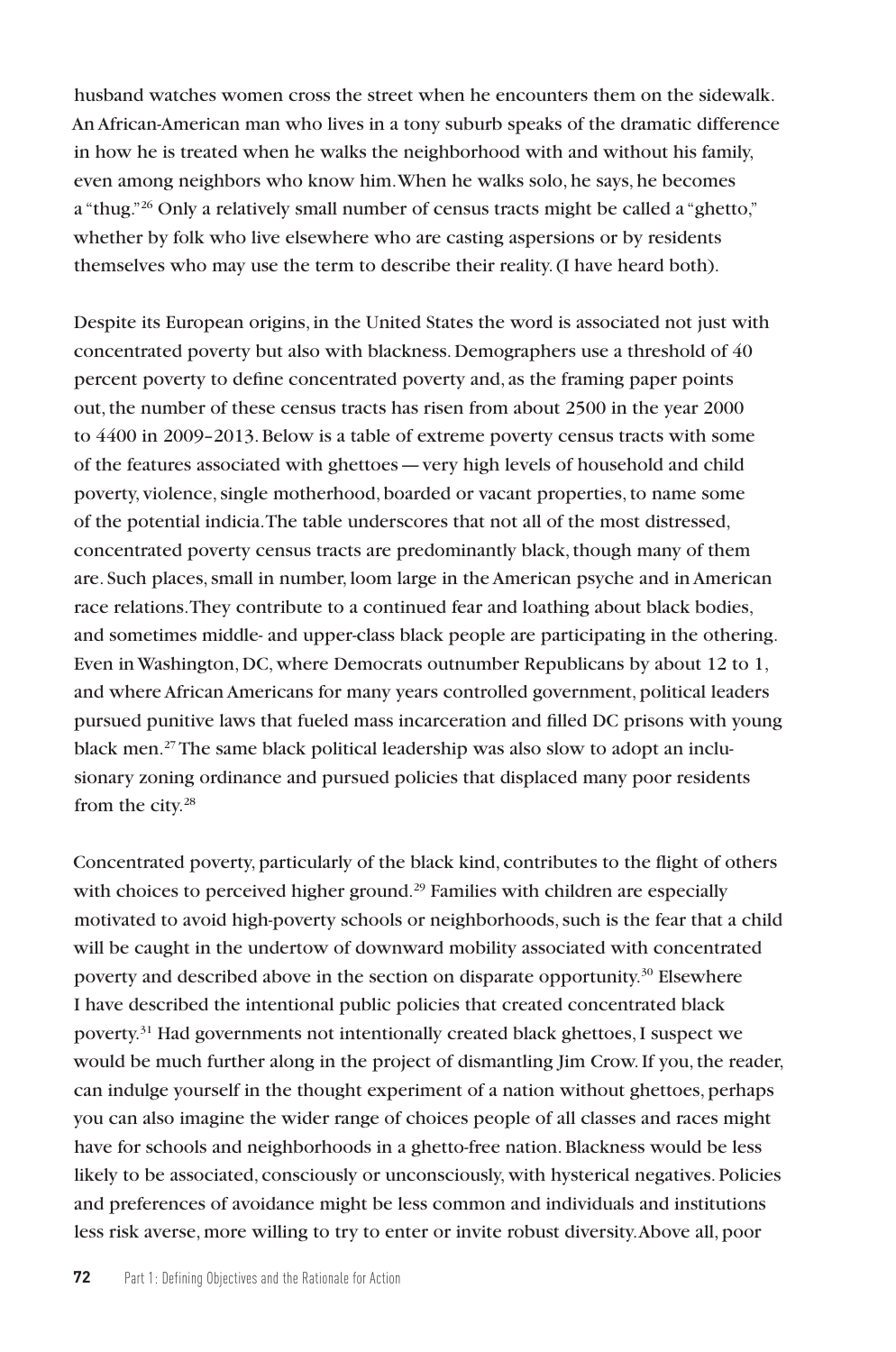husband watches women cross the street when he encounters them on the sidewalk. An African-American man who lives in a tony suburb speaks of the dramatic difference in how he is treated when he walks the neighborhood with and without his family, even among neighbors who know him. When he walks solo, he says, he becomes a "thug."[26] Only a relatively small number of census tracts might be called a "ghetto," whether by folk who live elsewhere who are casting aspersions or by residents themselves who may use the term to describe their reality. (I have heard both).

Despite its European origins, in the United States the word is associated not just with concentrated poverty but also with blackness. Demographers use a threshold of 40 percent poverty to define concentrated poverty and, as the framing paper points out, the number of these census tracts has risen from about 2500 in the year 2000 to 4400 in 2009–2013. Below is a table of extreme poverty census tracts with some of the features associated with ghettoes — very high levels of household and child poverty, violence, single motherhood, boarded or vacant properties, to name some of the potential indicia. The table underscores that not all of the most distressed, concentrated poverty census tracts are predominantly black, though many of them are. Such places, small in number, loom large in the American psyche and in American race relations. They contribute to a continued fear and loathing about black bodies, and sometimes middle- and upper-class black people are participating in the othering. Even in Washington, DC, where Democrats outnumber Republicans by about 12 to 1, and where African Americans for many years controlled government, political leaders pursued punitive laws that fueled mass incarceration and filled DC prisons with young black men.[27] The same black political leadership was also slow to adopt an inclusionary zoning ordinance and pursued policies that displaced many poor residents from the city.[28]

Concentrated poverty, particularly of the black kind, contributes to the flight of others with choices to perceived higher ground.[29] Families with children are especially motivated to avoid high-poverty schools or neighborhoods, such is the fear that a child will be caught in the undertow of downward mobility associated with concentrated poverty and described above in the section on disparate opportunity.[30] Elsewhere I have described the intentional public policies that created concentrated black poverty.[31] Had governments not intentionally created black ghettoes, I suspect we would be much further along in the project of dismantling Jim Crow. If you, the reader, can indulge yourself in the thought experiment of a nation without ghettoes, perhaps you can also imagine the wider range of choices people of all classes and races might have for schools and neighborhoods in a ghetto-free nation. Blackness would be less likely to be associated, consciously or unconsciously, with hysterical negatives. Policies and preferences of avoidance might be less common and individuals and institutions less risk averse, more willing to try to enter or invite robust diversity. Above all, poor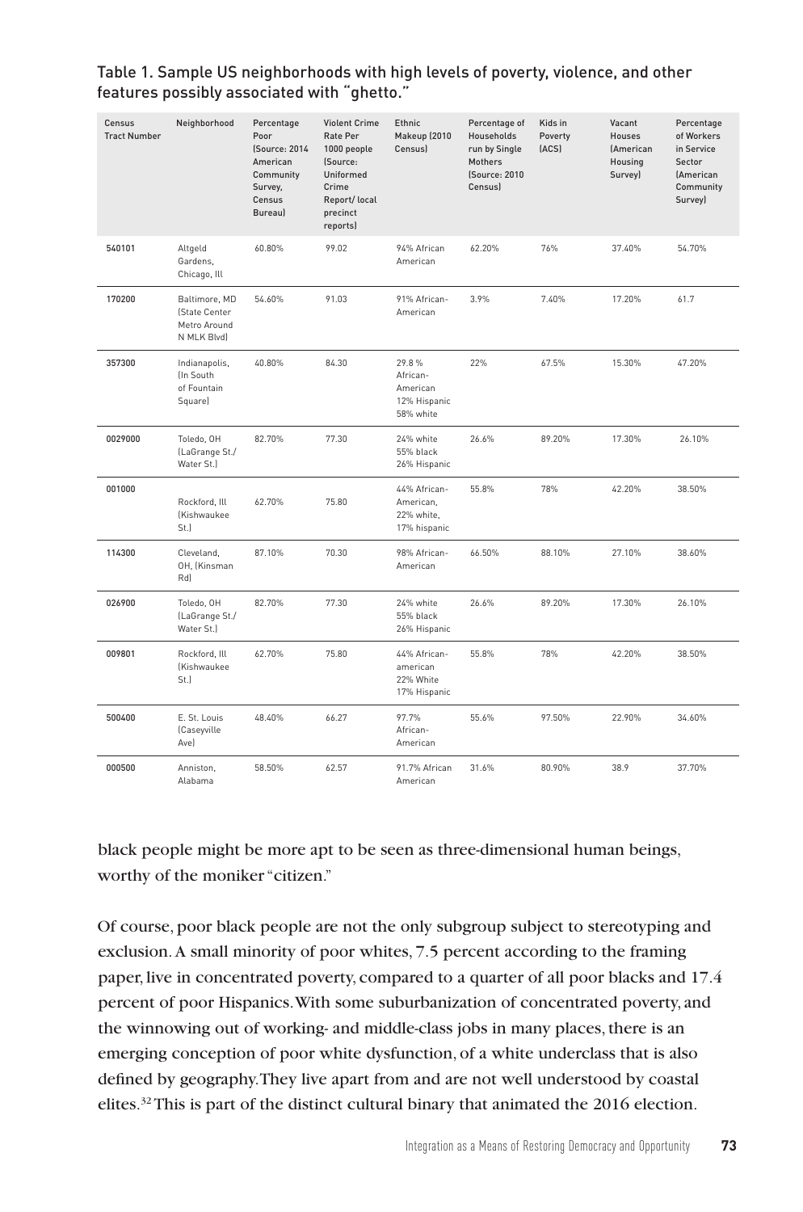Table 1. Sample US neighborhoods with high levels of poverty, violence, and other features possibly associated with "ghetto."

| Census Tract Number | Neighborhood | Percentage Poor (Source: 2014 American Community Survey, Census Bureau) | Violent Crime Rate Per 1000 people (Source: Uniformed Crime Report/ local precinct reports) | Ethnic Makeup (2010 Census) | Percentage of Households run by Single Mothers (Source: 2010 Census) | Kids in Poverty (ACS) | Vacant Houses (American Housing Survey) | Percentage of Workers in Service Sector (American Community Survey) |
|---|---|---|---|---|---|---|---|---|
| 540101 | Altgeld Gardens, Chicago, Ill | 60.80% | 99.02 | 94% African American | 62.20% | 76% | 37.40% | 54.70% |
| 170200 | Baltimore, MD (State Center Metro Around N MLK Blvd) | 54.60% | 91.03 | 91% African-American | 3.9% | 7.40% | 17.20% | 61.7 |
| 357300 | Indianapolis, (In South of Fountain Square) | 40.80% | 84.30 | 29.8 % African-American 12% Hispanic 58% white | 22% | 67.5% | 15.30% | 47.20% |
| 0029000 | Toledo, OH (LaGrange St./ Water St.) | 82.70% | 77.30 | 24% white 55% black 26% Hispanic | 26.6% | 89.20% | 17.30% | 26.10% |
| 001000 | Rockford, Ill (Kishwaukee St.) | 62.70% | 75.80 | 44% African-American, 22% white, 17% hispanic | 55.8% | 78% | 42.20% | 38.50% |
| 114300 | Cleveland, OH, (Kinsman Rd) | 87.10% | 70.30 | 98% African-American | 66.50% | 88.10% | 27.10% | 38.60% |
| 026900 | Toledo, OH (LaGrange St./ Water St.) | 82.70% | 77.30 | 24% white 55% black 26% Hispanic | 26.6% | 89.20% | 17.30% | 26.10% |
| 009801 | Rockford, Ill (Kishwaukee St.) | 62.70% | 75.80 | 44% African-american 22% White 17% Hispanic | 55.8% | 78% | 42.20% | 38.50% |
| 500400 | E. St. Louis (Caseyville Ave) | 48.40% | 66.27 | 97.7% African-American | 55.6% | 97.50% | 22.90% | 34.60% |
| 000500 | Anniston, Alabama | 58.50% | 62.57 | 91.7% African American | 31.6% | 80.90% | 38.9 | 37.70% |

black people might be more apt to be seen as three-dimensional human beings, worthy of the moniker "citizen."

Of course, poor black people are not the only subgroup subject to stereotyping and exclusion. A small minority of poor whites, 7.5 percent according to the framing paper, live in concentrated poverty, compared to a quarter of all poor blacks and 17.4 percent of poor Hispanics. With some suburbanization of concentrated poverty, and the winnowing out of working- and middle-class jobs in many places, there is an emerging conception of poor white dysfunction, of a white underclass that is also defined by geography. They live apart from and are not well understood by coastal elites.[32] This is part of the distinct cultural binary that animated the 2016 election.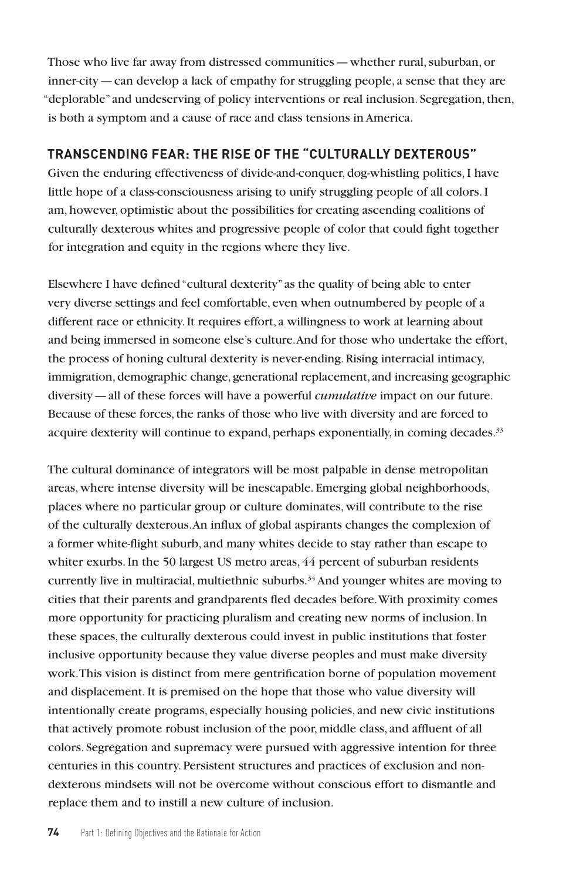Those who live far away from distressed communities — whether rural, suburban, or inner-city — can develop a lack of empathy for struggling people, a sense that they are "deplorable" and undeserving of policy interventions or real inclusion. Segregation, then, is both a symptom and a cause of race and class tensions in America.

## TRANSCENDING FEAR: THE RISE OF THE "CULTURALLY DEXTEROUS"

Given the enduring effectiveness of divide-and-conquer, dog-whistling politics, I have little hope of a class-consciousness arising to unify struggling people of all colors. I am, however, optimistic about the possibilities for creating ascending coalitions of culturally dexterous whites and progressive people of color that could fight together for integration and equity in the regions where they live.

Elsewhere I have defined "cultural dexterity" as the quality of being able to enter very diverse settings and feel comfortable, even when outnumbered by people of a different race or ethnicity. It requires effort, a willingness to work at learning about and being immersed in someone else's culture. And for those who undertake the effort, the process of honing cultural dexterity is never-ending. Rising interracial intimacy, immigration, demographic change, generational replacement, and increasing geographic diversity — all of these forces will have a powerful *cumulative* impact on our future. Because of these forces, the ranks of those who live with diversity and are forced to acquire dexterity will continue to expand, perhaps exponentially, in coming decades.[33]

The cultural dominance of integrators will be most palpable in dense metropolitan areas, where intense diversity will be inescapable. Emerging global neighborhoods, places where no particular group or culture dominates, will contribute to the rise of the culturally dexterous. An influx of global aspirants changes the complexion of a former white-flight suburb, and many whites decide to stay rather than escape to whiter exurbs. In the 50 largest US metro areas, 44 percent of suburban residents currently live in multiracial, multiethnic suburbs.[34] And younger whites are moving to cities that their parents and grandparents fled decades before. With proximity comes more opportunity for practicing pluralism and creating new norms of inclusion. In these spaces, the culturally dexterous could invest in public institutions that foster inclusive opportunity because they value diverse peoples and must make diversity work. This vision is distinct from mere gentrification borne of population movement and displacement. It is premised on the hope that those who value diversity will intentionally create programs, especially housing policies, and new civic institutions that actively promote robust inclusion of the poor, middle class, and affluent of all colors. Segregation and supremacy were pursued with aggressive intention for three centuries in this country. Persistent structures and practices of exclusion and non-dexterous mindsets will not be overcome without conscious effort to dismantle and replace them and to instill a new culture of inclusion.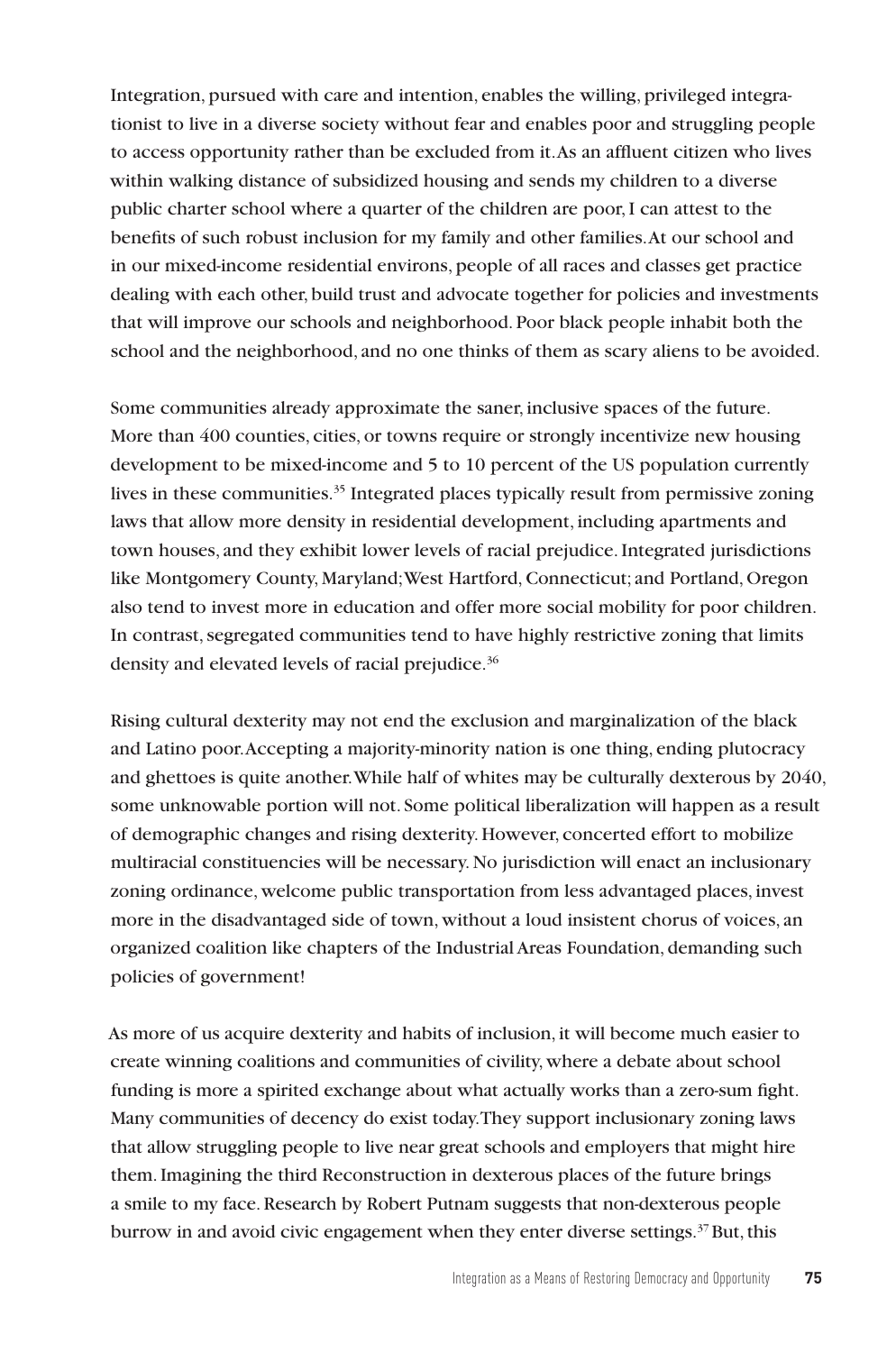Integration, pursued with care and intention, enables the willing, privileged integrationist to live in a diverse society without fear and enables poor and struggling people to access opportunity rather than be excluded from it. As an affluent citizen who lives within walking distance of subsidized housing and sends my children to a diverse public charter school where a quarter of the children are poor, I can attest to the benefits of such robust inclusion for my family and other families. At our school and in our mixed-income residential environs, people of all races and classes get practice dealing with each other, build trust and advocate together for policies and investments that will improve our schools and neighborhood. Poor black people inhabit both the school and the neighborhood, and no one thinks of them as scary aliens to be avoided.

Some communities already approximate the saner, inclusive spaces of the future. More than 400 counties, cities, or towns require or strongly incentivize new housing development to be mixed-income and 5 to 10 percent of the US population currently lives in these communities.[35] Integrated places typically result from permissive zoning laws that allow more density in residential development, including apartments and town houses, and they exhibit lower levels of racial prejudice. Integrated jurisdictions like Montgomery County, Maryland; West Hartford, Connecticut; and Portland, Oregon also tend to invest more in education and offer more social mobility for poor children. In contrast, segregated communities tend to have highly restrictive zoning that limits density and elevated levels of racial prejudice.[36]

Rising cultural dexterity may not end the exclusion and marginalization of the black and Latino poor. Accepting a majority-minority nation is one thing, ending plutocracy and ghettoes is quite another. While half of whites may be culturally dexterous by 2040, some unknowable portion will not. Some political liberalization will happen as a result of demographic changes and rising dexterity. However, concerted effort to mobilize multiracial constituencies will be necessary. No jurisdiction will enact an inclusionary zoning ordinance, welcome public transportation from less advantaged places, invest more in the disadvantaged side of town, without a loud insistent chorus of voices, an organized coalition like chapters of the Industrial Areas Foundation, demanding such policies of government!

As more of us acquire dexterity and habits of inclusion, it will become much easier to create winning coalitions and communities of civility, where a debate about school funding is more a spirited exchange about what actually works than a zero-sum fight. Many communities of decency do exist today. They support inclusionary zoning laws that allow struggling people to live near great schools and employers that might hire them. Imagining the third Reconstruction in dexterous places of the future brings a smile to my face. Research by Robert Putnam suggests that non-dexterous people burrow in and avoid civic engagement when they enter diverse settings.[37] But, this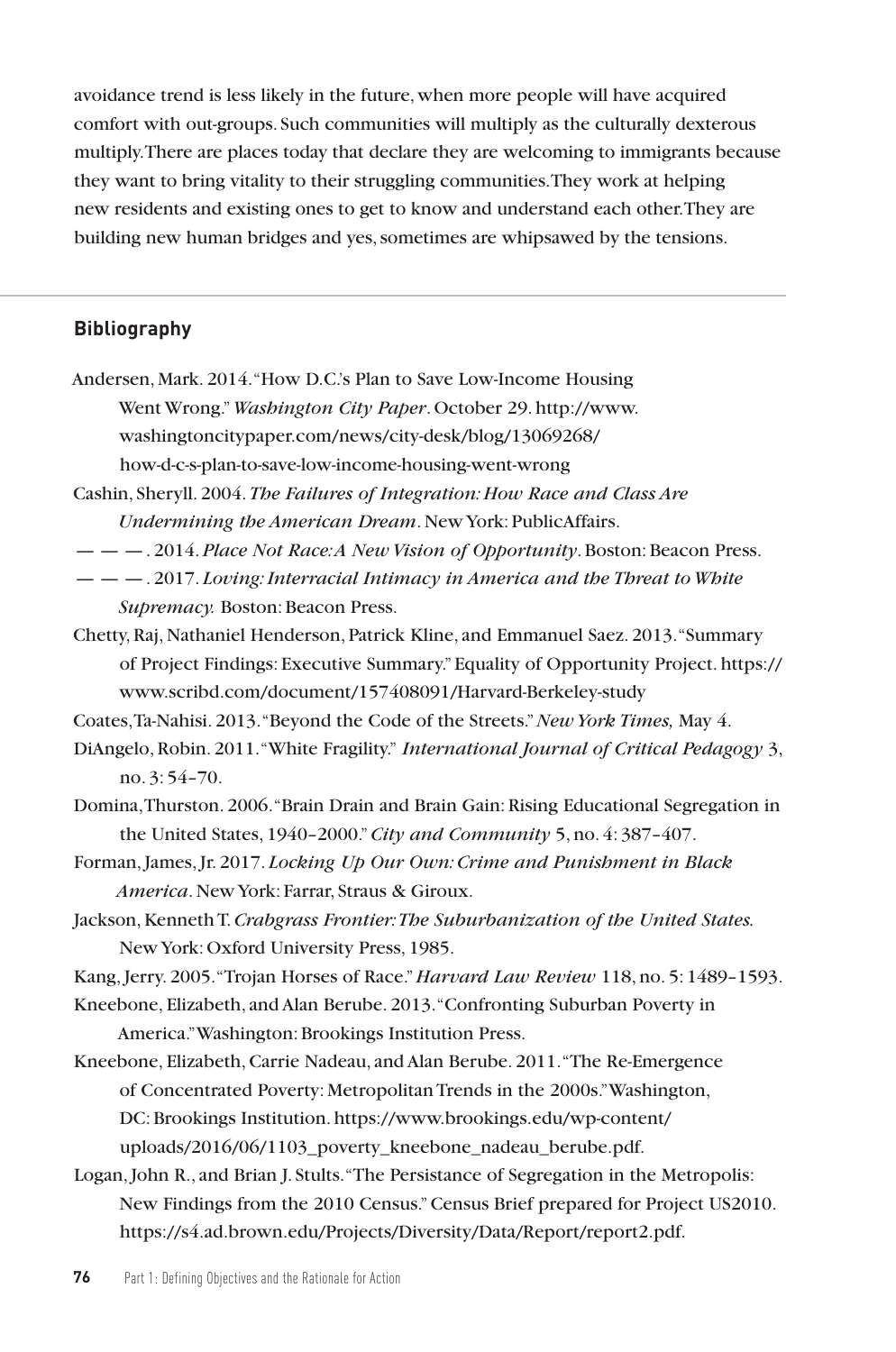avoidance trend is less likely in the future, when more people will have acquired comfort with out-groups. Such communities will multiply as the culturally dexterous multiply. There are places today that declare they are welcoming to immigrants because they want to bring vitality to their struggling communities. They work at helping new residents and existing ones to get to know and understand each other. They are building new human bridges and yes, sometimes are whipsawed by the tensions.

## Bibliography

Andersen, Mark. 2014. "How D.C.'s Plan to Save Low-Income Housing Went Wrong." *Washington City Paper*. October 29. http://www.washingtoncitypaper.com/news/city-desk/blog/13069268/how-d-c-s-plan-to-save-low-income-housing-went-wrong

Cashin, Sheryll. 2004. *The Failures of Integration: How Race and Class Are Undermining the American Dream*. New York: PublicAffairs.

— — —. 2014. *Place Not Race: A New Vision of Opportunity*. Boston: Beacon Press.

— — —. 2017. *Loving: Interracial Intimacy in America and the Threat to White Supremacy.* Boston: Beacon Press.

Chetty, Raj, Nathaniel Henderson, Patrick Kline, and Emmanuel Saez. 2013. "Summary of Project Findings: Executive Summary." Equality of Opportunity Project. https://www.scribd.com/document/157408091/Harvard-Berkeley-study

Coates, Ta-Nahisi. 2013. "Beyond the Code of the Streets." *New York Times,* May 4.

DiAngelo, Robin. 2011. "White Fragility." *International Journal of Critical Pedagogy* 3, no. 3: 54–70.

Domina, Thurston. 2006. "Brain Drain and Brain Gain: Rising Educational Segregation in the United States, 1940–2000." *City and Community* 5, no. 4: 387–407.

Forman, James, Jr. 2017. *Locking Up Our Own: Crime and Punishment in Black America*. New York: Farrar, Straus & Giroux.

Jackson, Kenneth T. *Crabgrass Frontier: The Suburbanization of the United States.* New York: Oxford University Press, 1985.

Kang, Jerry. 2005. "Trojan Horses of Race." *Harvard Law Review* 118, no. 5: 1489–1593.

Kneebone, Elizabeth, and Alan Berube. 2013. "Confronting Suburban Poverty in America." Washington: Brookings Institution Press.

Kneebone, Elizabeth, Carrie Nadeau, and Alan Berube. 2011. "The Re-Emergence of Concentrated Poverty: Metropolitan Trends in the 2000s." Washington, DC: Brookings Institution. https://www.brookings.edu/wp-content/uploads/2016/06/1103_poverty_kneebone_nadeau_berube.pdf.

Logan, John R., and Brian J. Stults. "The Persistance of Segregation in the Metropolis: New Findings from the 2010 Census." Census Brief prepared for Project US2010. https://s4.ad.brown.edu/Projects/Diversity/Data/Report/report2.pdf.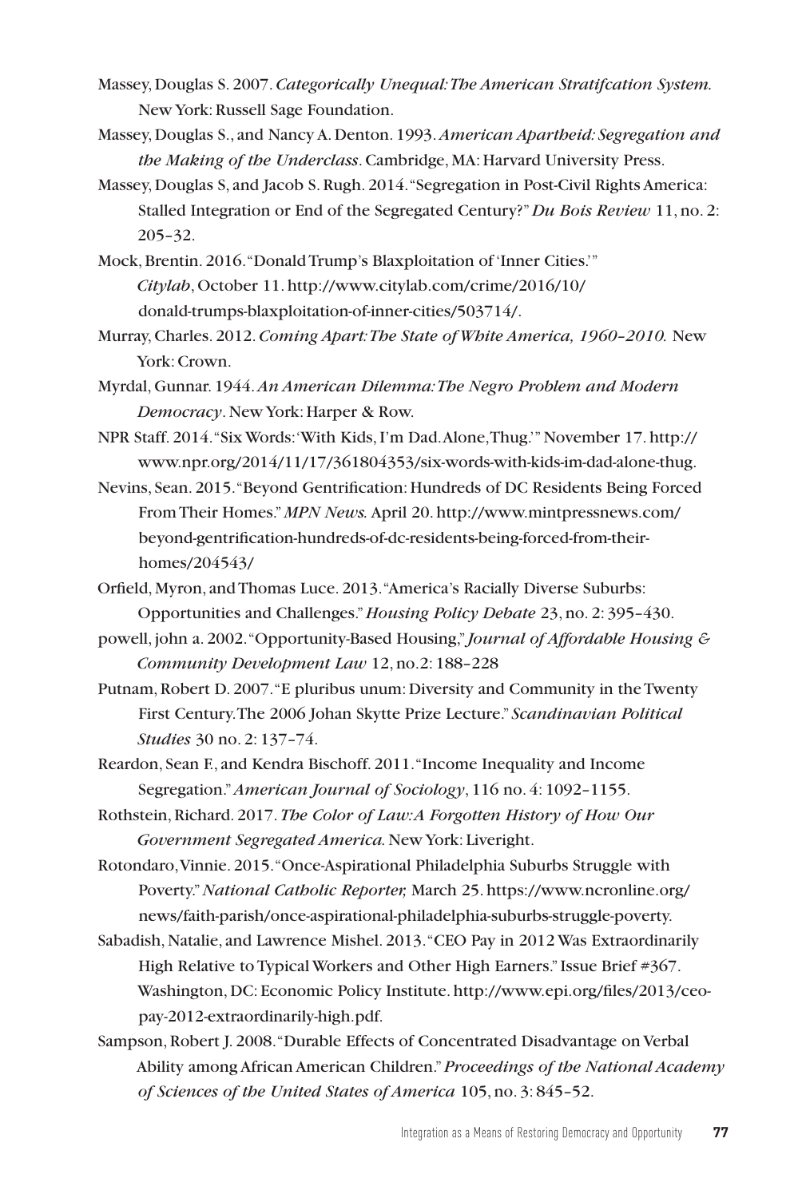Massey, Douglas S. 2007. *Categorically Unequal: The American Stratifcation System.* New York: Russell Sage Foundation.

Massey, Douglas S., and Nancy A. Denton. 1993. *American Apartheid: Segregation and the Making of the Underclass*. Cambridge, MA: Harvard University Press.

Massey, Douglas S, and Jacob S. Rugh. 2014. "Segregation in Post-Civil Rights America: Stalled Integration or End of the Segregated Century?" *Du Bois Review* 11, no. 2: 205–32.

Mock, Brentin. 2016. "Donald Trump's Blaxploitation of 'Inner Cities.'" *Citylab*, October 11. http://www.citylab.com/crime/2016/10/donald-trumps-blaxploitation-of-inner-cities/503714/.

Murray, Charles. 2012. *Coming Apart: The State of White America, 1960–2010.* New York: Crown.

Myrdal, Gunnar. 1944. *An American Dilemma: The Negro Problem and Modern Democracy*. New York: Harper & Row.

NPR Staff. 2014. "Six Words: 'With Kids, I'm Dad. Alone, Thug.'" November 17. http://www.npr.org/2014/11/17/361804353/six-words-with-kids-im-dad-alone-thug.

Nevins, Sean. 2015. "Beyond Gentrification: Hundreds of DC Residents Being Forced From Their Homes." *MPN News.* April 20. http://www.mintpressnews.com/beyond-gentrification-hundreds-of-dc-residents-being-forced-from-their-homes/204543/

Orfield, Myron, and Thomas Luce. 2013. "America's Racially Diverse Suburbs: Opportunities and Challenges." *Housing Policy Debate* 23, no. 2: 395–430.

powell, john a. 2002. "Opportunity-Based Housing," *Journal of Affordable Housing & Community Development Law* 12, no.2: 188–228

Putnam, Robert D. 2007. "E pluribus unum: Diversity and Community in the Twenty First Century. The 2006 Johan Skytte Prize Lecture." *Scandinavian Political Studies* 30 no. 2: 137–74.

Reardon, Sean F., and Kendra Bischoff. 2011. "Income Inequality and Income Segregation." *American Journal of Sociology*, 116 no. 4: 1092–1155.

Rothstein, Richard. 2017. *The Color of Law: A Forgotten History of How Our Government Segregated America.* New York: Liveright.

Rotondaro, Vinnie. 2015. "Once-Aspirational Philadelphia Suburbs Struggle with Poverty." *National Catholic Reporter,* March 25. https://www.ncronline.org/news/faith-parish/once-aspirational-philadelphia-suburbs-struggle-poverty.

Sabadish, Natalie, and Lawrence Mishel. 2013. "CEO Pay in 2012 Was Extraordinarily High Relative to Typical Workers and Other High Earners." Issue Brief #367. Washington, DC: Economic Policy Institute. http://www.epi.org/files/2013/ceo-pay-2012-extraordinarily-high.pdf.

Sampson, Robert J. 2008. "Durable Effects of Concentrated Disadvantage on Verbal Ability among African American Children." *Proceedings of the National Academy of Sciences of the United States of America* 105, no. 3: 845–52.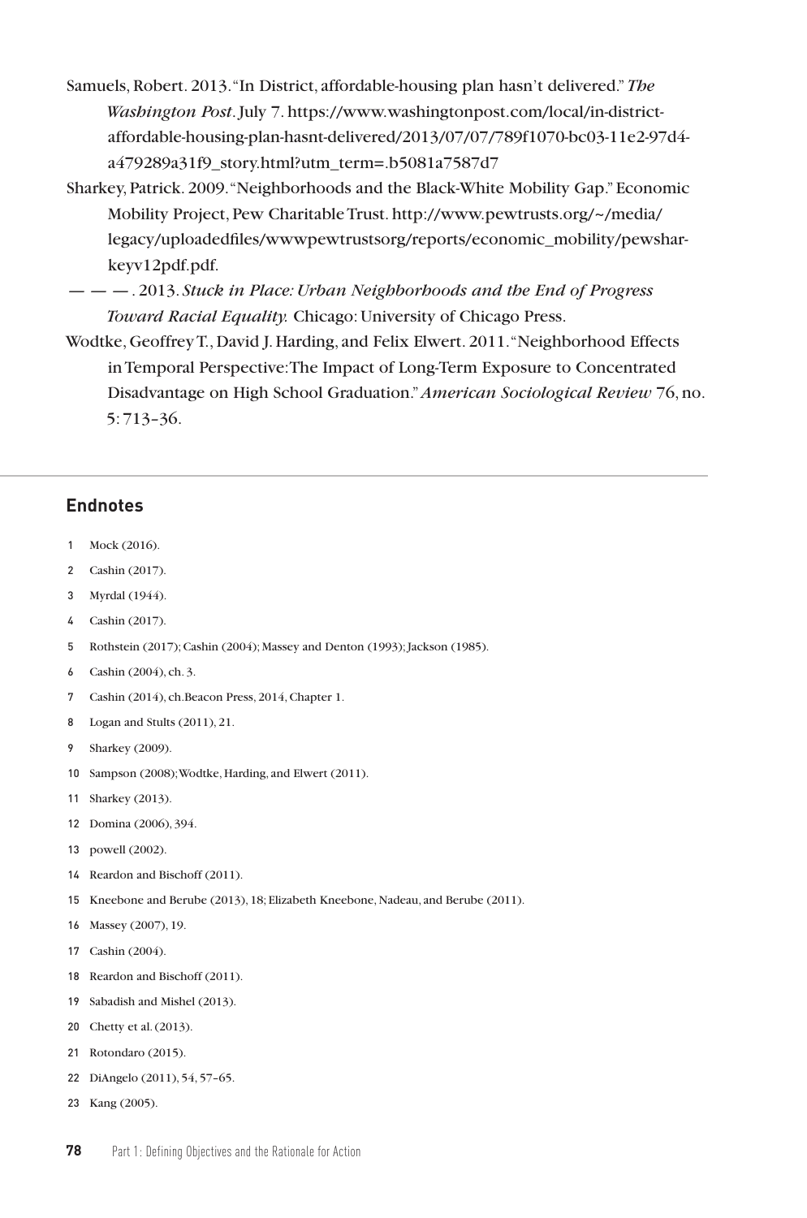Samuels, Robert. 2013. "In District, affordable-housing plan hasn't delivered." *The Washington Post*. July 7. https://www.washingtonpost.com/local/in-district-affordable-housing-plan-hasnt-delivered/2013/07/07/789f1070-bc03-11e2-97d4-a479289a31f9_story.html?utm_term=.b5081a7587d7

Sharkey, Patrick. 2009. "Neighborhoods and the Black-White Mobility Gap." Economic Mobility Project, Pew Charitable Trust. http://www.pewtrusts.org/~/media/legacy/uploadedfiles/wwwpewtrustsorg/reports/economic_mobility/pewsharkeyv12pdf.pdf.

— — —. 2013. *Stuck in Place: Urban Neighborhoods and the End of Progress Toward Racial Equality.* Chicago: University of Chicago Press.

Wodtke, Geoffrey T., David J. Harding, and Felix Elwert. 2011. "Neighborhood Effects in Temporal Perspective: The Impact of Long-Term Exposure to Concentrated Disadvantage on High School Graduation." *American Sociological Review* 76, no. 5: 713–36.

## Endnotes

1 Mock (2016).

2 Cashin (2017).

3 Myrdal (1944).

4 Cashin (2017).

5 Rothstein (2017); Cashin (2004); Massey and Denton (1993); Jackson (1985).

6 Cashin (2004), ch. 3.

7 Cashin (2014), ch.Beacon Press, 2014, Chapter 1.

8 Logan and Stults (2011), 21.

9 Sharkey (2009).

10 Sampson (2008); Wodtke, Harding, and Elwert (2011).

11 Sharkey (2013).

12 Domina (2006), 394.

13 powell (2002).

14 Reardon and Bischoff (2011).

15 Kneebone and Berube (2013), 18; Elizabeth Kneebone, Nadeau, and Berube (2011).

16 Massey (2007), 19.

17 Cashin (2004).

18 Reardon and Bischoff (2011).

19 Sabadish and Mishel (2013).

20 Chetty et al. (2013).

21 Rotondaro (2015).

22 DiAngelo (2011), 54, 57–65.

23 Kang (2005).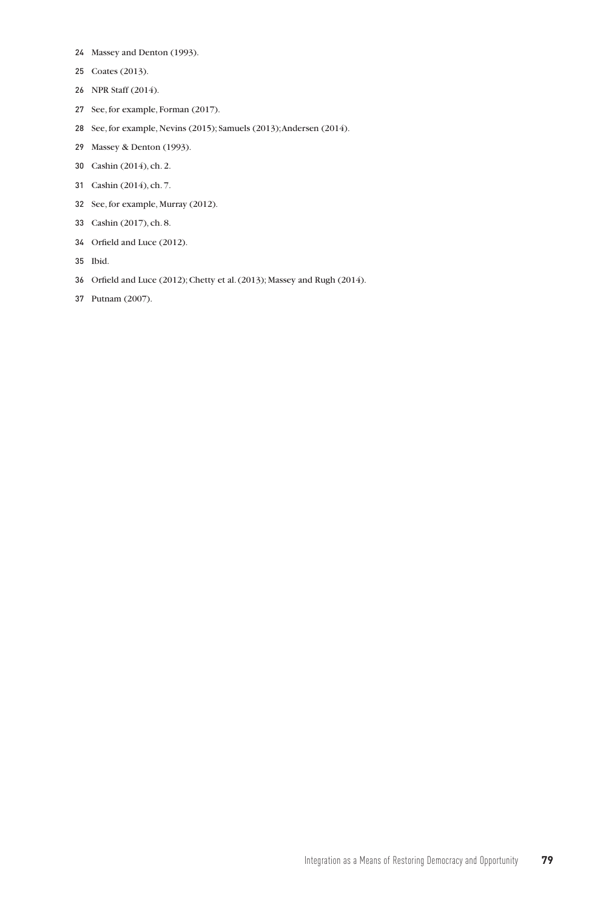24 Massey and Denton (1993).

25 Coates (2013).

26 NPR Staff (2014).

27 See, for example, Forman (2017).

28 See, for example, Nevins (2015); Samuels (2013); Andersen (2014).

29 Massey & Denton (1993).

30 Cashin (2014), ch. 2.

31 Cashin (2014), ch. 7.

32 See, for example, Murray (2012).

33 Cashin (2017), ch. 8.

34 Orfield and Luce (2012).

35 Ibid.

36 Orfield and Luce (2012); Chetty et al. (2013); Massey and Rugh (2014).

37 Putnam (2007).